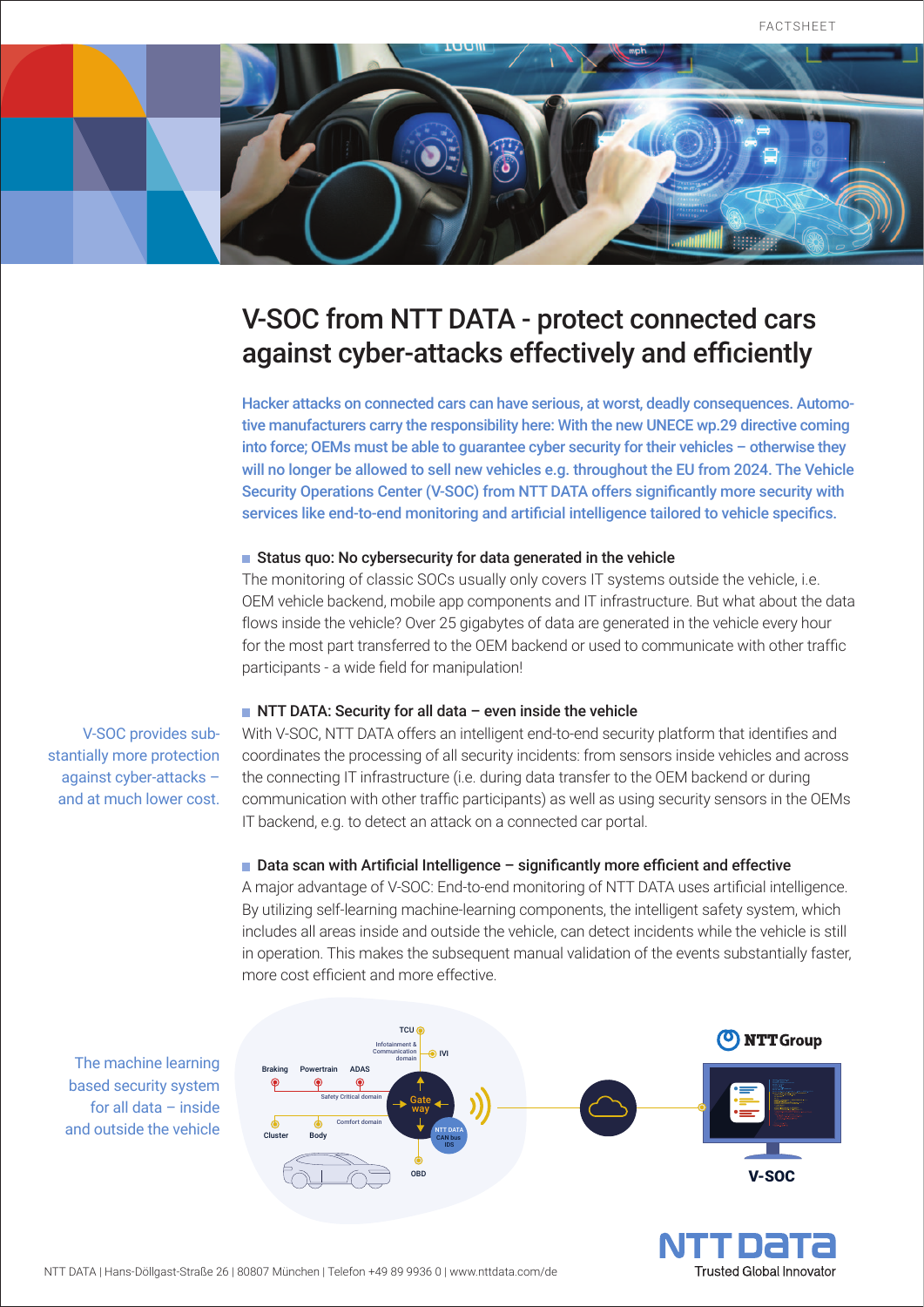FACTSHEET

# V-SOC from NTT DATA - protect connected cars against cyber-attacks effectively and efficiently

**Hacker attacks on connected cars can have serious, at worst, deadly consequences. Automotive manufacturers carry the responsibility here: With the new UNECE wp.29 directive coming into force; OEMs must be able to guarantee cyber security for their vehicles – otherwise they will no longer be allowed to sell new vehicles e.g. throughout the EU from 2024. The Vehicle Security Operations Center (V-SOC) from NTT DATA offers significantly more security with services like end-to-end monitoring and artificial intelligence tailored to vehicle specifics.**

## Status quo: No cybersecurity for data generated in the vehicle

The monitoring of classic SOCs usually only covers IT systems outside the vehicle, i.e. OEM vehicle backend, mobile app components and IT infrastructure. But what about the data flows inside the vehicle? Over 25 gigabytes of data are generated in the vehicle every hour for the most part transferred to the OEM backend or used to communicate with other traffic participants - a wide field for manipulation!

## NTT DATA: Security for all data – even inside the vehicle

V-SOC provides substantially more protection against cyber-attacks – and at much lower cost.

With V-SOC, NTT DATA offers an intelligent end-to-end security platform that identifies and coordinates the processing of all security incidents: from sensors inside vehicles and across the connecting IT infrastructure (i.e. during data transfer to the OEM backend or during communication with other traffic participants) as well as using security sensors in the OEMs IT backend, e.g. to detect an attack on a connected car portal.

## Data scan with Artificial Intelligence – significantly more efficient and effective

A major advantage of V-SOC: End-to-end monitoring of NTT DATA uses artificial intelligence. By utilizing self-learning machine-learning components, the intelligent safety system, which includes all areas inside and outside the vehicle, can detect incidents while the vehicle is still in operation. This makes the subsequent manual validation of the events substantially faster, more cost efficient and more effective.

The machine learning based security system for all data – inside and outside the vehicle

TCU · Infotainment & Communication domain · IVI · Braking · Powertrain · ADAS · Safety Critical domain · Gateway · Comfort domain · Cluster · Body · NTT DATA CAN bus IDS · OBD · NTT Group · V-SOC

NTT DATA | Hans-Döllgast-Straße 26 | 80807 München | Telefon +49 89 9936 0 | www.nttdata.com/de

NTT DATA – Trusted Global Innovator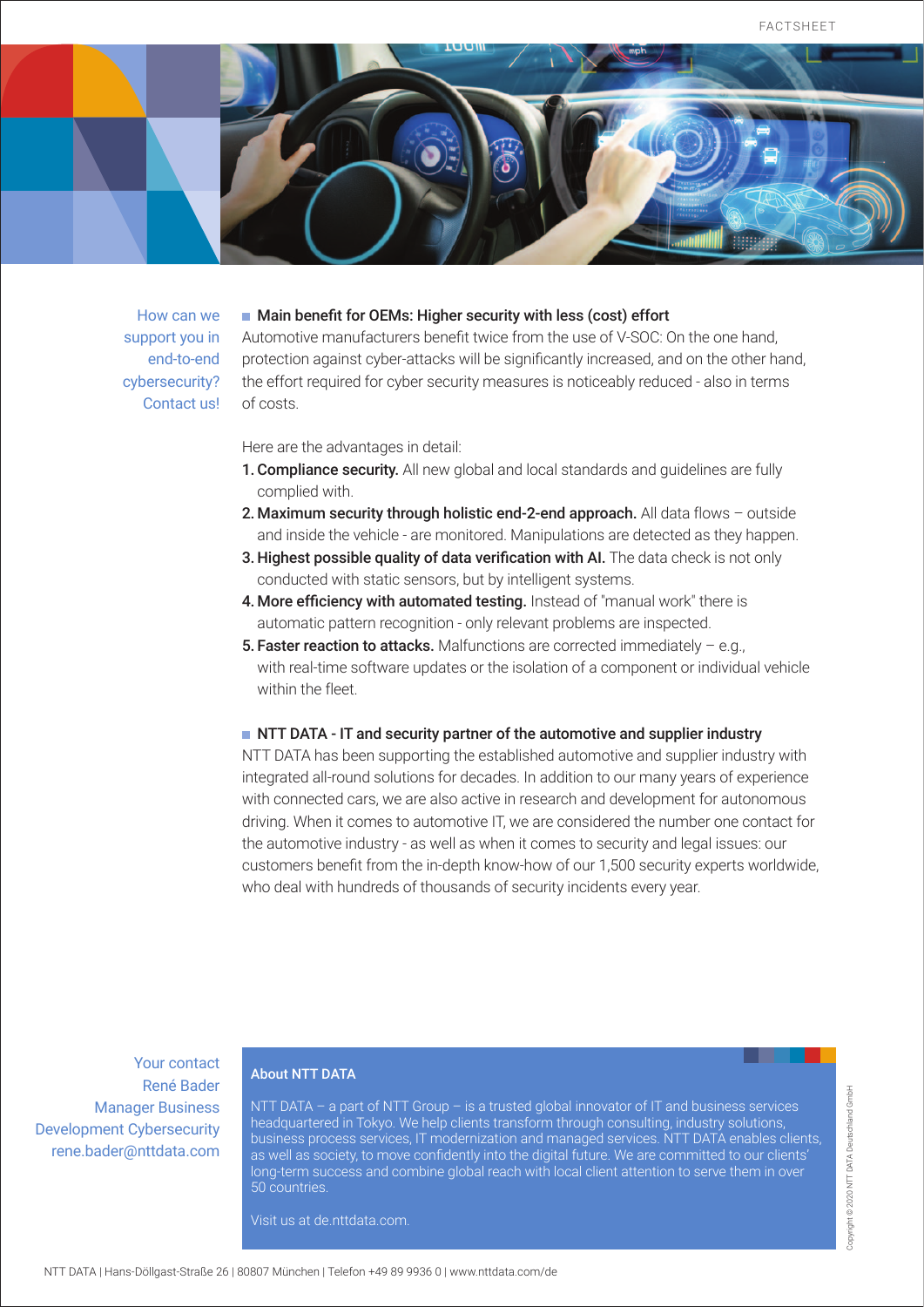How can we support you in end-to-end cybersecurity? Contact us!

## Main benefit for OEMs: Higher security with less (cost) effort

Automotive manufacturers benefit twice from the use of V-SOC: On the one hand, protection against cyber-attacks will be significantly increased, and on the other hand, the effort required for cyber security measures is noticeably reduced - also in terms of costs.

Here are the advantages in detail:

1. **Compliance security.** All new global and local standards and guidelines are fully complied with.
2. **Maximum security through holistic end-2-end approach.** All data flows – outside and inside the vehicle - are monitored. Manipulations are detected as they happen.
3. **Highest possible quality of data verification with AI.** The data check is not only conducted with static sensors, but by intelligent systems.
4. **More efficiency with automated testing.** Instead of "manual work" there is automatic pattern recognition - only relevant problems are inspected.
5. **Faster reaction to attacks.** Malfunctions are corrected immediately – e.g., with real-time software updates or the isolation of a component or individual vehicle within the fleet.

## NTT DATA - IT and security partner of the automotive and supplier industry

NTT DATA has been supporting the established automotive and supplier industry with integrated all-round solutions for decades. In addition to our many years of experience with connected cars, we are also active in research and development for autonomous driving. When it comes to automotive IT, we are considered the number one contact for the automotive industry - as well as when it comes to security and legal issues: our customers benefit from the in-depth know-how of our 1,500 security experts worldwide, who deal with hundreds of thousands of security incidents every year.

Your contact
René Bader
Manager Business Development Cybersecurity
rene.bader@nttdata.com

### About NTT DATA

NTT DATA – a part of NTT Group – is a trusted global innovator of IT and business services headquartered in Tokyo. We help clients transform through consulting, industry solutions, business process services, IT modernization and managed services. NTT DATA enables clients, as well as society, to move confidently into the digital future. We are committed to our clients' long-term success and combine global reach with local client attention to serve them in over 50 countries.

Visit us at de.nttdata.com.

Copyright © 2020 NTT DATA Deutschland GmbH

NTT DATA | Hans-Döllgast-Straße 26 | 80807 München | Telefon +49 89 9936 0 | www.nttdata.com/de